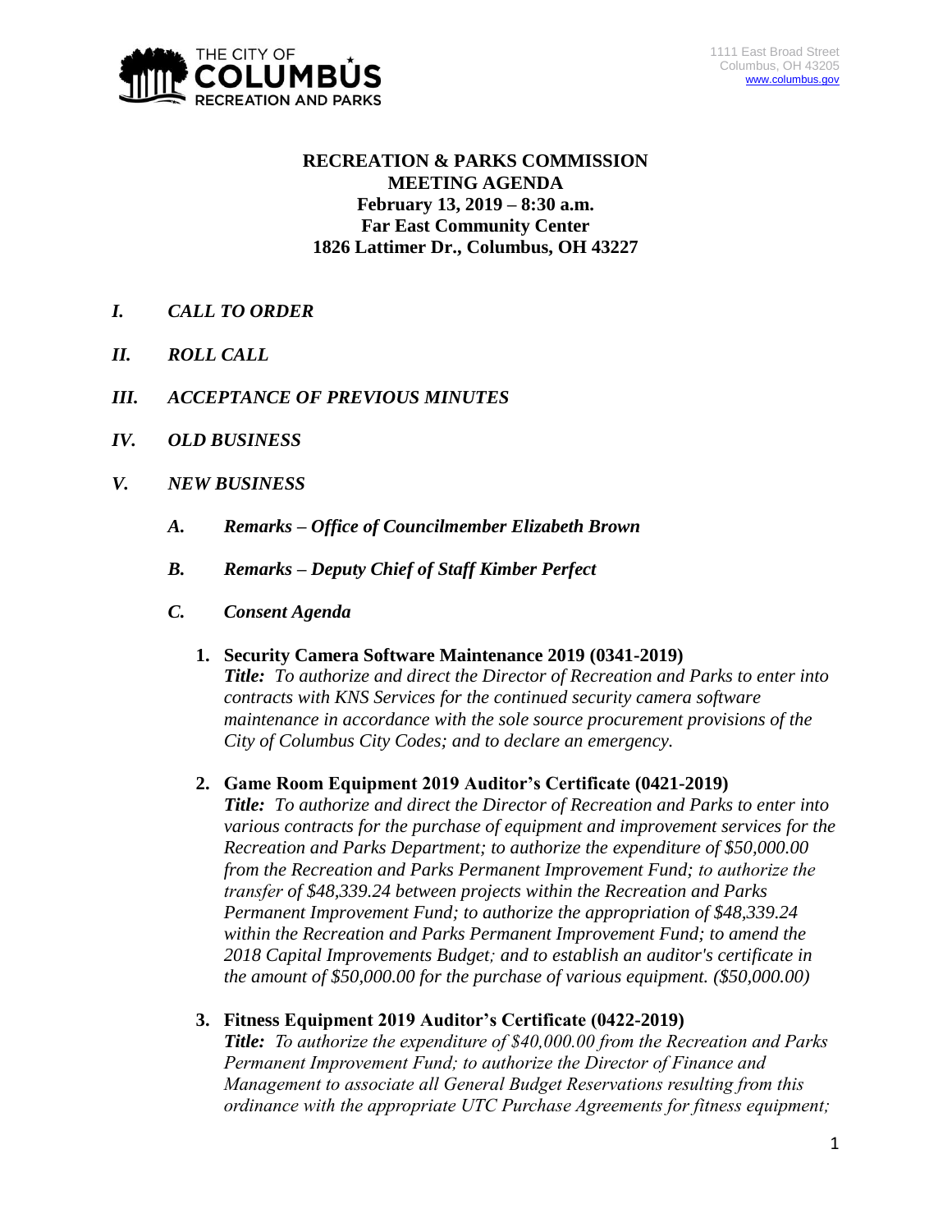THE CITY OF COLUMBUS RECREATION AND PARKS

1111 East Broad Street
Columbus, OH 43205
www.columbus.gov

**RECREATION & PARKS COMMISSION**
**MEETING AGENDA**
**February 13, 2019 – 8:30 a.m.**
**Far East Community Center**
**1826 Lattimer Dr., Columbus, OH 43227**

- ***I. CALL TO ORDER***
- ***II. ROLL CALL***
- ***III. ACCEPTANCE OF PREVIOUS MINUTES***
- ***IV. OLD BUSINESS***
- ***V. NEW BUSINESS***
  - ***A. Remarks – Office of Councilmember Elizabeth Brown***
  - ***B. Remarks – Deputy Chief of Staff Kimber Perfect***
  - ***C. Consent Agenda***

    1. **Security Camera Software Maintenance 2019 (0341-2019)**
       ***Title:*** *To authorize and direct the Director of Recreation and Parks to enter into contracts with KNS Services for the continued security camera software maintenance in accordance with the sole source procurement provisions of the City of Columbus City Codes; and to declare an emergency.*

    2. **Game Room Equipment 2019 Auditor's Certificate (0421-2019)**
       ***Title:*** *To authorize and direct the Director of Recreation and Parks to enter into various contracts for the purchase of equipment and improvement services for the Recreation and Parks Department; to authorize the expenditure of $50,000.00 from the Recreation and Parks Permanent Improvement Fund; to authorize the transfer of $48,339.24 between projects within the Recreation and Parks Permanent Improvement Fund; to authorize the appropriation of $48,339.24 within the Recreation and Parks Permanent Improvement Fund; to amend the 2018 Capital Improvements Budget; and to establish an auditor's certificate in the amount of $50,000.00 for the purchase of various equipment. ($50,000.00)*

    3. **Fitness Equipment 2019 Auditor's Certificate (0422-2019)**
       ***Title:*** *To authorize the expenditure of $40,000.00 from the Recreation and Parks Permanent Improvement Fund; to authorize the Director of Finance and Management to associate all General Budget Reservations resulting from this ordinance with the appropriate UTC Purchase Agreements for fitness equipment;*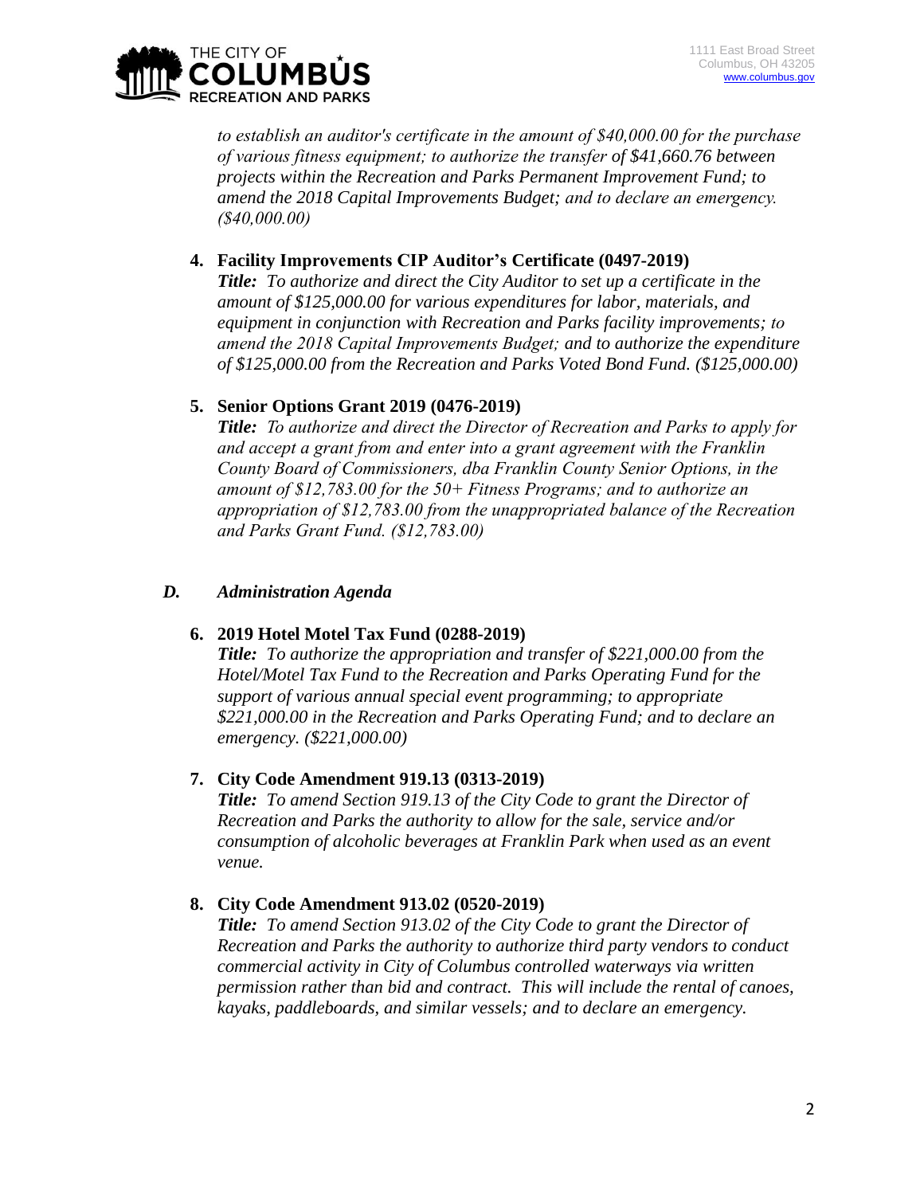*to establish an auditor's certificate in the amount of $40,000.00 for the purchase of various fitness equipment; to authorize the transfer of $41,660.76 between projects within the Recreation and Parks Permanent Improvement Fund; to amend the 2018 Capital Improvements Budget; and to declare an emergency. ($40,000.00)*

4. **Facility Improvements CIP Auditor's Certificate (0497-2019)**
   ***Title:*** *To authorize and direct the City Auditor to set up a certificate in the amount of $125,000.00 for various expenditures for labor, materials, and equipment in conjunction with Recreation and Parks facility improvements; to amend the 2018 Capital Improvements Budget; and to authorize the expenditure of $125,000.00 from the Recreation and Parks Voted Bond Fund. ($125,000.00)*

5. **Senior Options Grant 2019 (0476-2019)**
   ***Title:*** *To authorize and direct the Director of Recreation and Parks to apply for and accept a grant from and enter into a grant agreement with the Franklin County Board of Commissioners, dba Franklin County Senior Options, in the amount of $12,783.00 for the 50+ Fitness Programs; and to authorize an appropriation of $12,783.00 from the unappropriated balance of the Recreation and Parks Grant Fund. ($12,783.00)*

### *D. Administration Agenda*

6. **2019 Hotel Motel Tax Fund (0288-2019)**
   ***Title:*** *To authorize the appropriation and transfer of $221,000.00 from the Hotel/Motel Tax Fund to the Recreation and Parks Operating Fund for the support of various annual special event programming; to appropriate $221,000.00 in the Recreation and Parks Operating Fund; and to declare an emergency. ($221,000.00)*

7. **City Code Amendment 919.13 (0313-2019)**
   ***Title:*** *To amend Section 919.13 of the City Code to grant the Director of Recreation and Parks the authority to allow for the sale, service and/or consumption of alcoholic beverages at Franklin Park when used as an event venue.*

8. **City Code Amendment 913.02 (0520-2019)**
   ***Title:*** *To amend Section 913.02 of the City Code to grant the Director of Recreation and Parks the authority to authorize third party vendors to conduct commercial activity in City of Columbus controlled waterways via written permission rather than bid and contract. This will include the rental of canoes, kayaks, paddleboards, and similar vessels; and to declare an emergency.*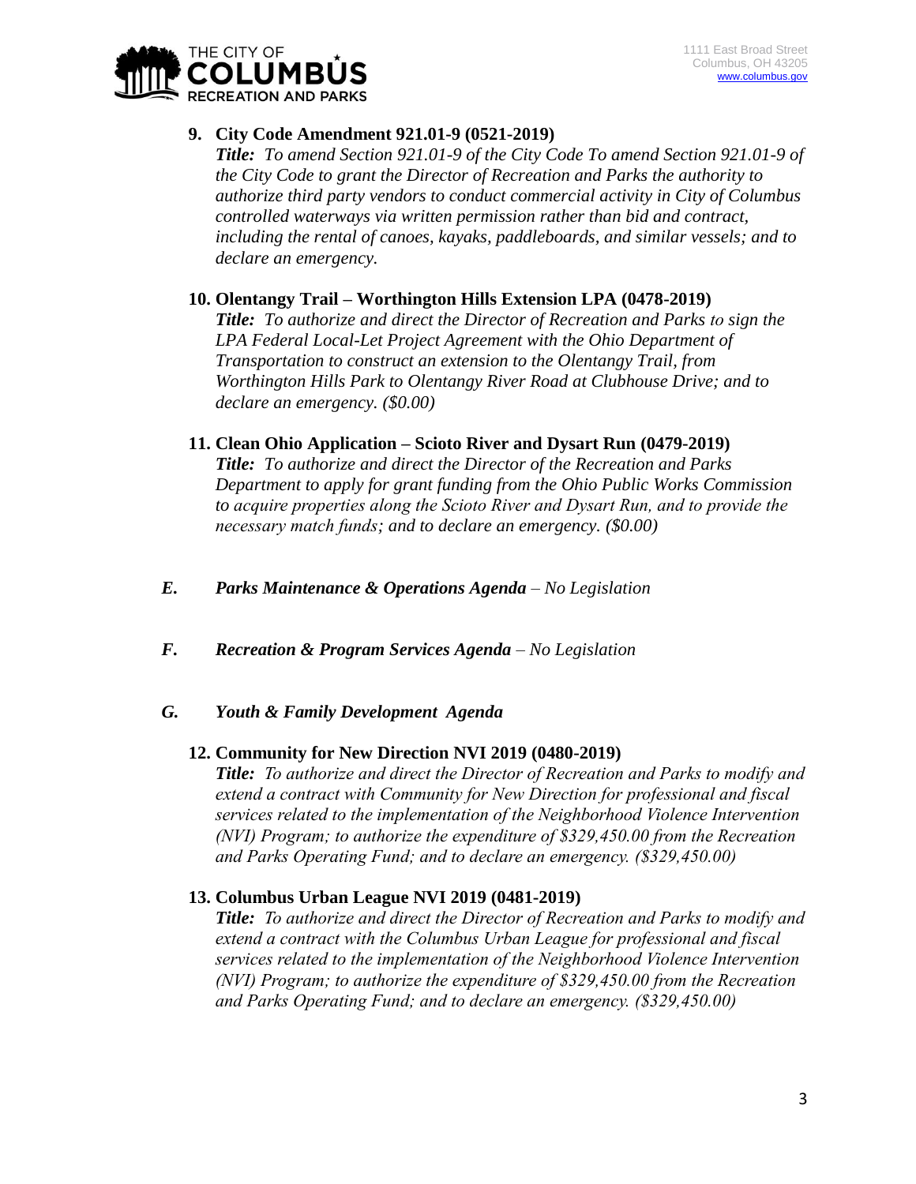**9. City Code Amendment 921.01-9 (0521-2019)**

***Title:*** *To amend Section 921.01-9 of the City Code To amend Section 921.01-9 of the City Code to grant the Director of Recreation and Parks the authority to authorize third party vendors to conduct commercial activity in City of Columbus controlled waterways via written permission rather than bid and contract, including the rental of canoes, kayaks, paddleboards, and similar vessels; and to declare an emergency.*

**10. Olentangy Trail – Worthington Hills Extension LPA (0478-2019)**

***Title:*** *To authorize and direct the Director of Recreation and Parks to sign the LPA Federal Local-Let Project Agreement with the Ohio Department of Transportation to construct an extension to the Olentangy Trail, from Worthington Hills Park to Olentangy River Road at Clubhouse Drive; and to declare an emergency. ($0.00)*

**11. Clean Ohio Application – Scioto River and Dysart Run (0479-2019)**

***Title:*** *To authorize and direct the Director of the Recreation and Parks Department to apply for grant funding from the Ohio Public Works Commission to acquire properties along the Scioto River and Dysart Run, and to provide the necessary match funds; and to declare an emergency. ($0.00)*

***E. Parks Maintenance & Operations Agenda** – No Legislation*

***F. Recreation & Program Services Agenda** – No Legislation*

***G. Youth & Family Development Agenda***

**12. Community for New Direction NVI 2019 (0480-2019)**

***Title:*** *To authorize and direct the Director of Recreation and Parks to modify and extend a contract with Community for New Direction for professional and fiscal services related to the implementation of the Neighborhood Violence Intervention (NVI) Program; to authorize the expenditure of $329,450.00 from the Recreation and Parks Operating Fund; and to declare an emergency. ($329,450.00)*

**13. Columbus Urban League NVI 2019 (0481-2019)**

***Title:*** *To authorize and direct the Director of Recreation and Parks to modify and extend a contract with the Columbus Urban League for professional and fiscal services related to the implementation of the Neighborhood Violence Intervention (NVI) Program; to authorize the expenditure of $329,450.00 from the Recreation and Parks Operating Fund; and to declare an emergency. ($329,450.00)*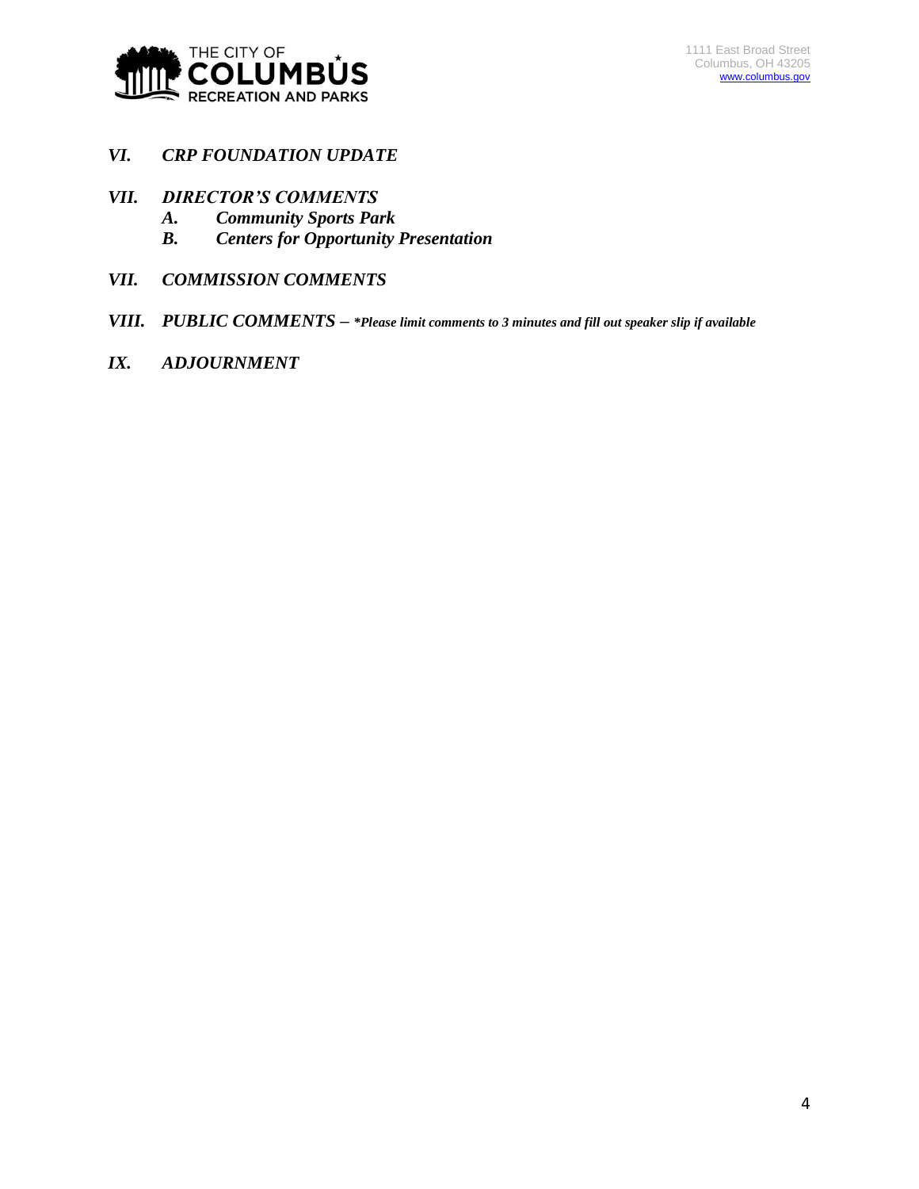### *VI. CRP FOUNDATION UPDATE*

### *VII. DIRECTOR'S COMMENTS*

- ***A. Community Sports Park***
- ***B. Centers for Opportunity Presentation***

### *VII. COMMISSION COMMENTS*

### *VIII. PUBLIC COMMENTS – \*Please limit comments to 3 minutes and fill out speaker slip if available*

### *IX. ADJOURNMENT*